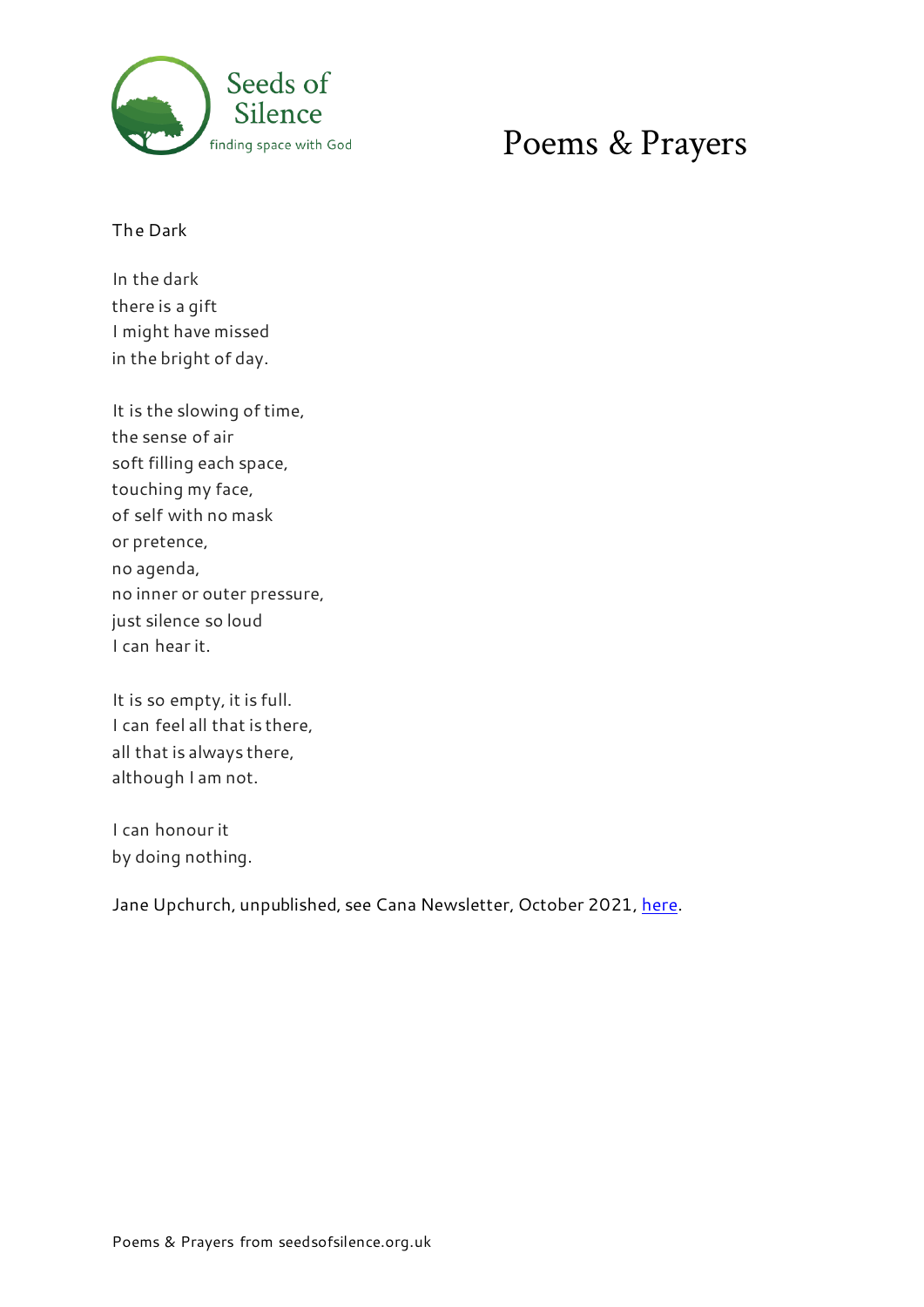Seeds of Silence
finding space with God

# Poems & Prayers

## The Dark

In the dark  
there is a gift  
I might have missed  
in the bright of day.

It is the slowing of time,  
the sense of air  
soft filling each space,  
touching my face,  
of self with no mask  
or pretence,  
no agenda,  
no inner or outer pressure,  
just silence so loud  
I can hear it.

It is so empty, it is full.  
I can feel all that is there,  
all that is always there,  
although I am not.

I can honour it  
by doing nothing.

Jane Upchurch, unpublished, see Cana Newsletter, October 2021, here.

Poems & Prayers from seedsofsilence.org.uk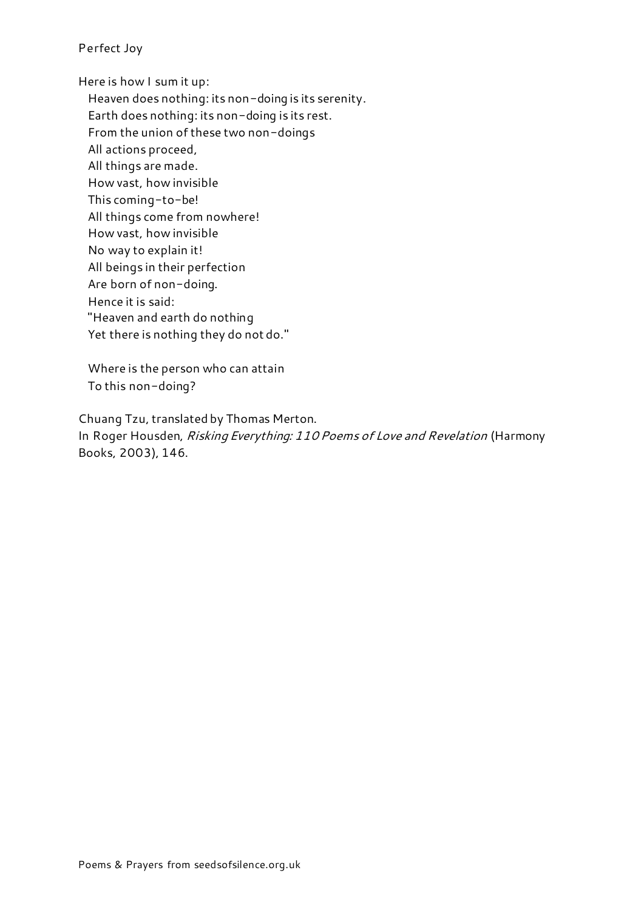Perfect Joy

Here is how I sum it up:  
Heaven does nothing: its non-doing is its serenity.  
Earth does nothing: its non-doing is its rest.  
From the union of these two non-doings  
All actions proceed,  
All things are made.  
How vast, how invisible  
This coming-to-be!  
All things come from nowhere!  
How vast, how invisible  
No way to explain it!  
All beings in their perfection  
Are born of non-doing.  
Hence it is said:  
"Heaven and earth do nothing  
Yet there is nothing they do not do."

Where is the person who can attain  
To this non-doing?

Chuang Tzu, translated by Thomas Merton.  
In Roger Housden, *Risking Everything: 110 Poems of Love and Revelation* (Harmony Books, 2003), 146.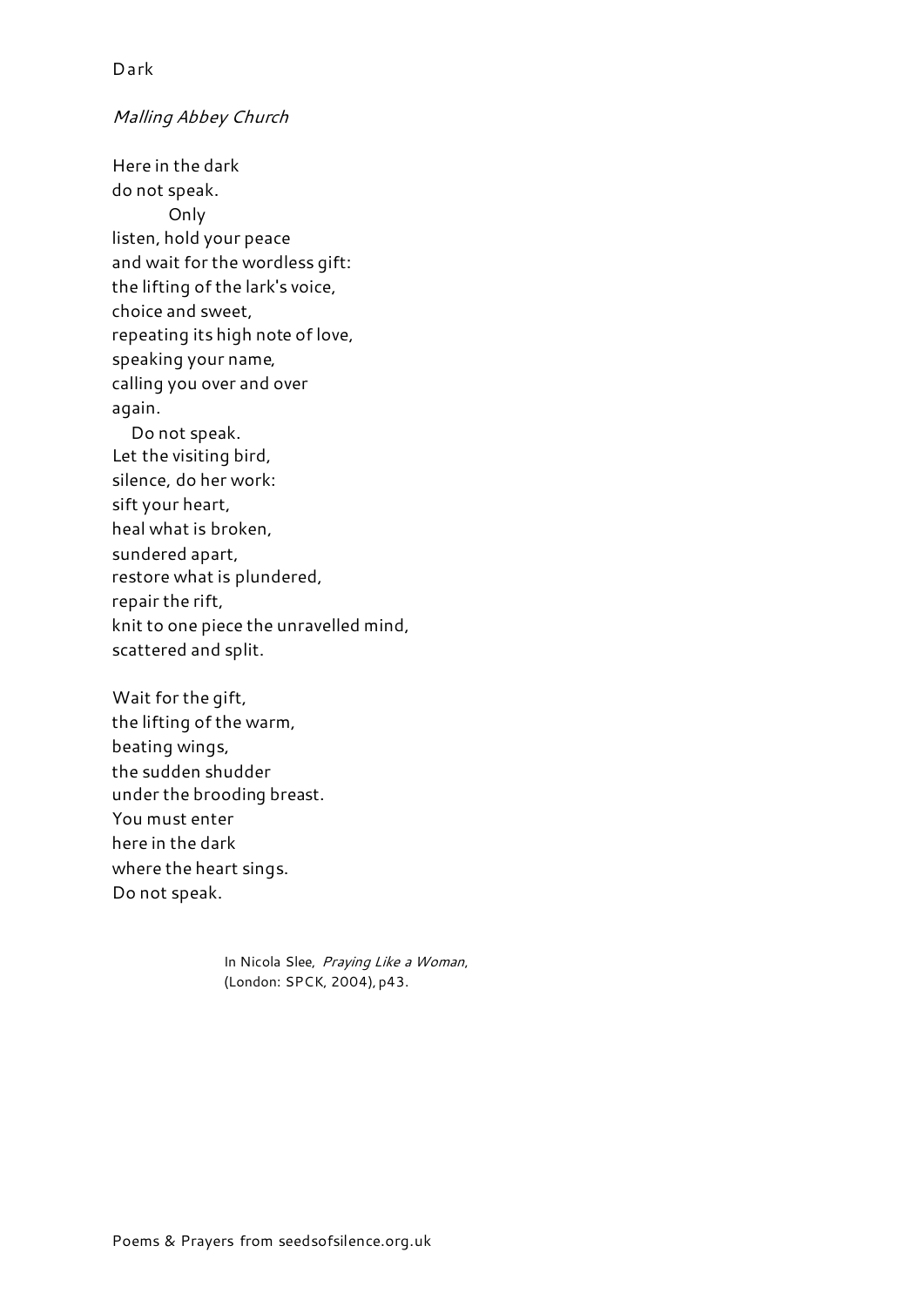# Dark

*Malling Abbey Church*

Here in the dark  
do not speak.  
          Only  
listen, hold your peace  
and wait for the wordless gift:  
the lifting of the lark's voice,  
choice and sweet,  
repeating its high note of love,  
speaking your name,  
calling you over and over  
again.  
    Do not speak.  
Let the visiting bird,  
silence, do her work:  
sift your heart,  
heal what is broken,  
sundered apart,  
restore what is plundered,  
repair the rift,  
knit to one piece the unravelled mind,  
scattered and split.

Wait for the gift,  
the lifting of the warm,  
beating wings,  
the sudden shudder  
under the brooding breast.  
You must enter  
here in the dark  
where the heart sings.  
Do not speak.

In Nicola Slee, *Praying Like a Woman*, (London: SPCK, 2004), p43.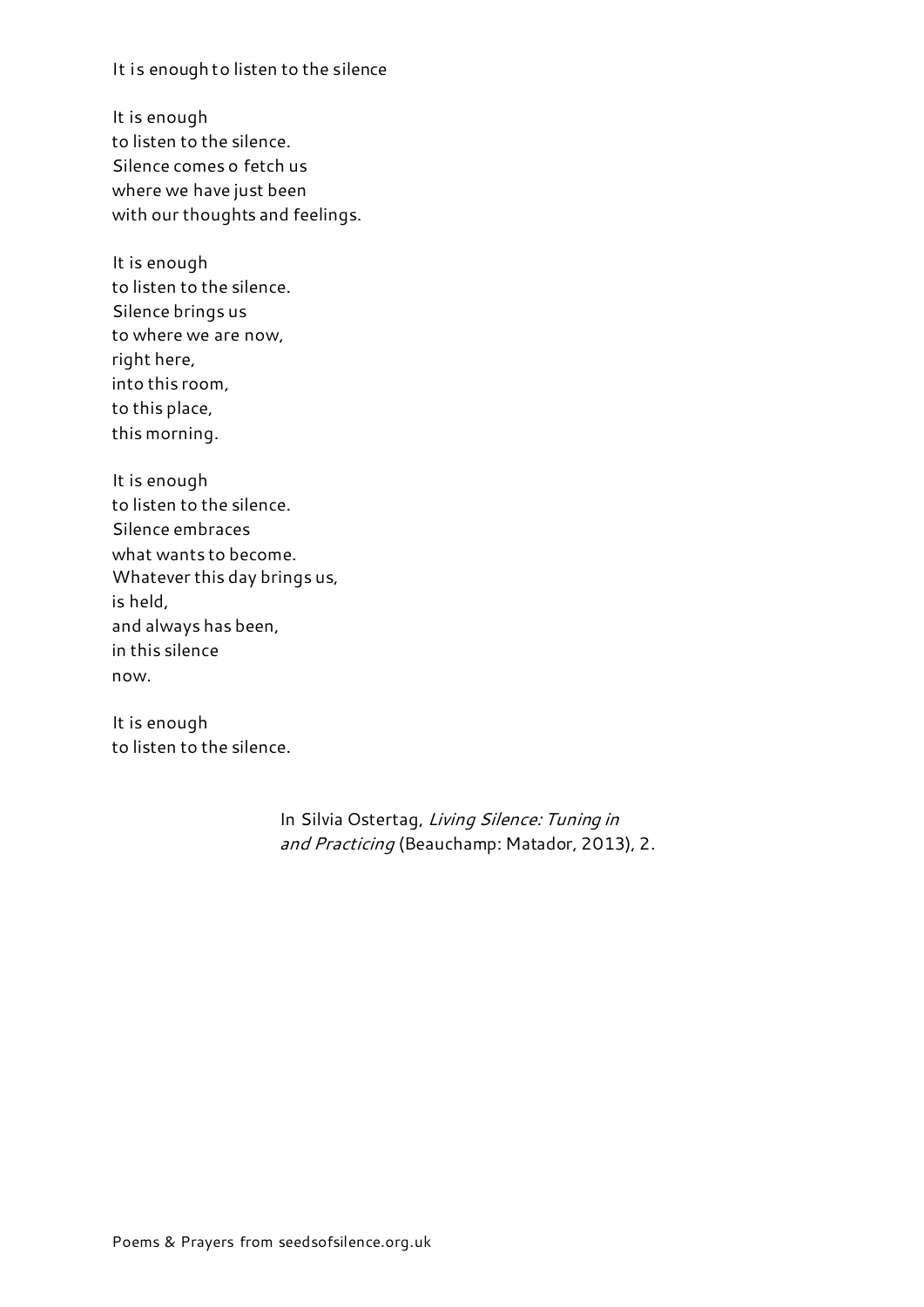It is enough to listen to the silence

It is enough  
to listen to the silence.  
Silence comes o fetch us  
where we have just been  
with our thoughts and feelings.

It is enough  
to listen to the silence.  
Silence brings us  
to where we are now,  
right here,  
into this room,  
to this place,  
this morning.

It is enough  
to listen to the silence.  
Silence embraces  
what wants to become.  
Whatever this day brings us,  
is held,  
and always has been,  
in this silence  
now.

It is enough  
to listen to the silence.

In Silvia Ostertag, *Living Silence: Tuning in and Practicing* (Beauchamp: Matador, 2013), 2.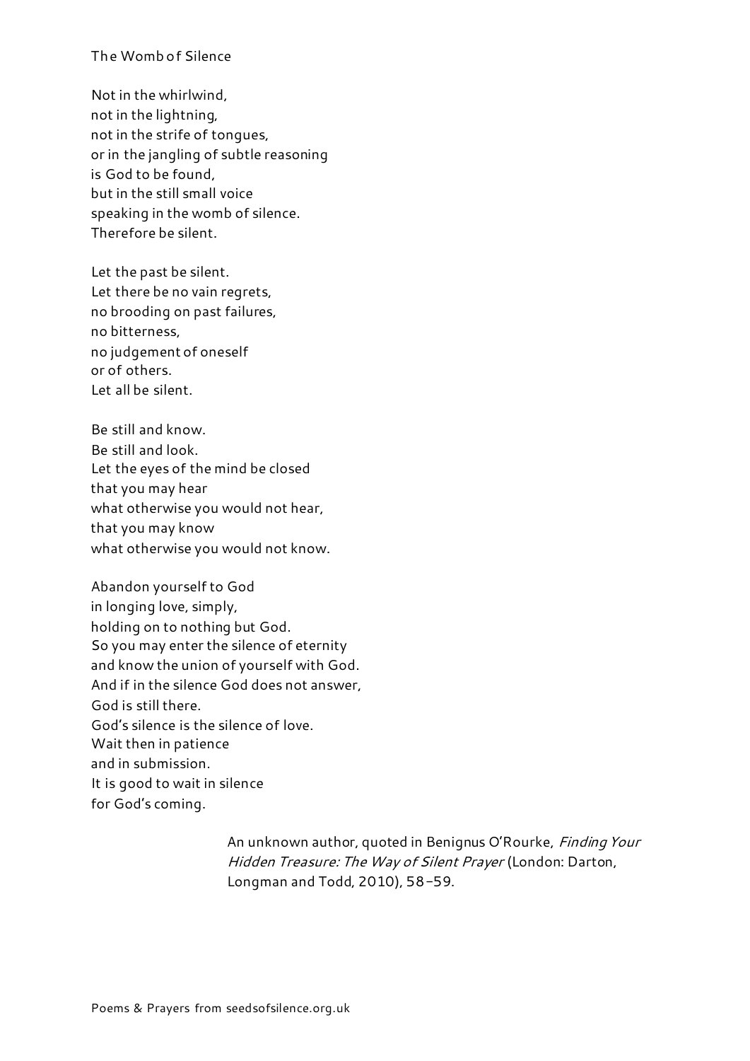# The Womb of Silence

Not in the whirlwind,
not in the lightning,
not in the strife of tongues,
or in the jangling of subtle reasoning
is God to be found,
but in the still small voice
speaking in the womb of silence.
Therefore be silent.

Let the past be silent.
Let there be no vain regrets,
no brooding on past failures,
no bitterness,
no judgement of oneself
or of others.
Let all be silent.

Be still and know.
Be still and look.
Let the eyes of the mind be closed
that you may hear
what otherwise you would not hear,
that you may know
what otherwise you would not know.

Abandon yourself to God
in longing love, simply,
holding on to nothing but God.
So you may enter the silence of eternity
and know the union of yourself with God.
And if in the silence God does not answer,
God is still there.
God's silence is the silence of love.
Wait then in patience
and in submission.
It is good to wait in silence
for God's coming.

An unknown author, quoted in Benignus O'Rourke, *Finding Your Hidden Treasure: The Way of Silent Prayer* (London: Darton, Longman and Todd, 2010), 58–59.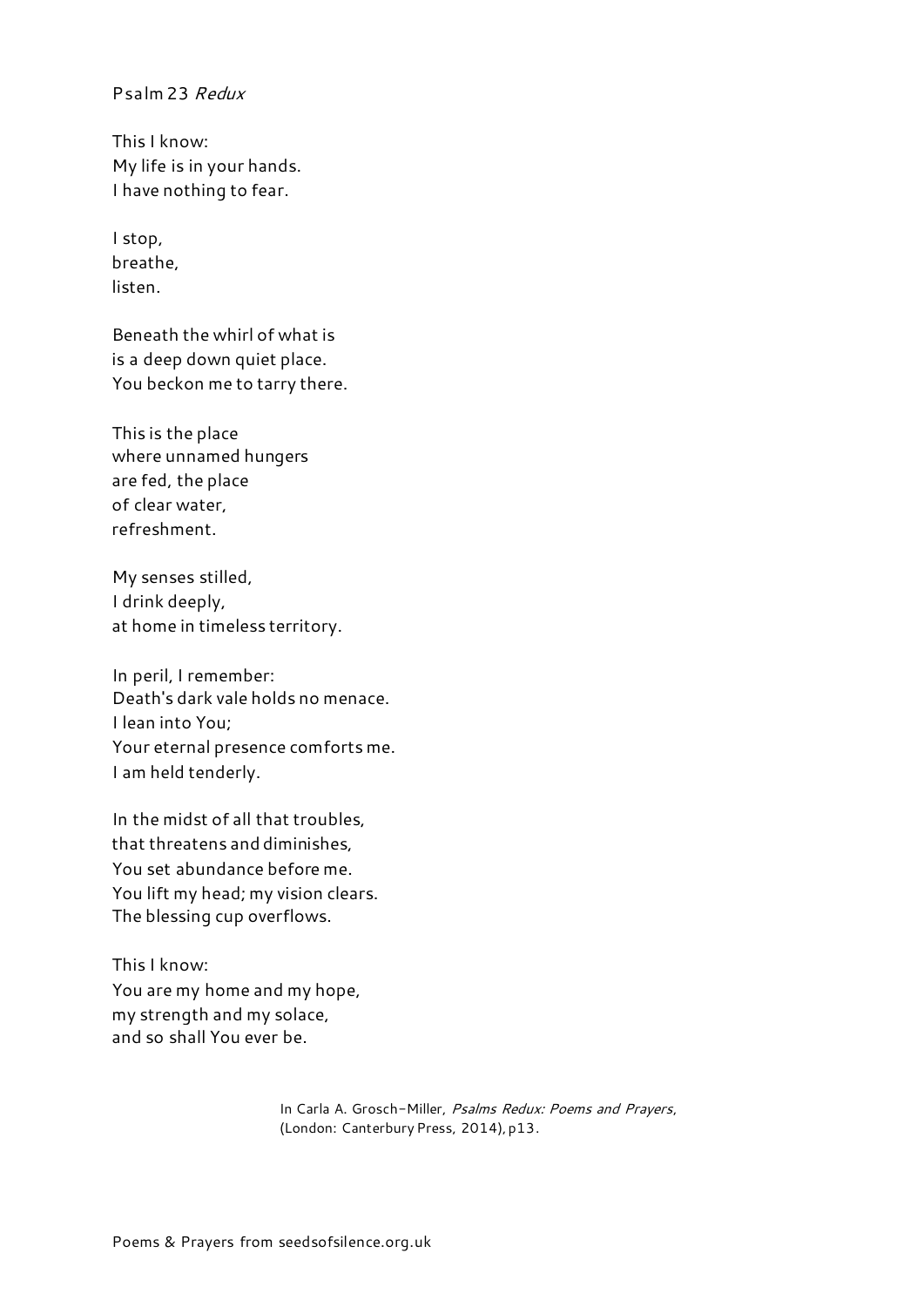Psalm 23 *Redux*

This I know:  
My life is in your hands.  
I have nothing to fear.

I stop,  
breathe,  
listen.

Beneath the whirl of what is  
is a deep down quiet place.  
You beckon me to tarry there.

This is the place  
where unnamed hungers  
are fed, the place  
of clear water,  
refreshment.

My senses stilled,  
I drink deeply,  
at home in timeless territory.

In peril, I remember:  
Death's dark vale holds no menace.  
I lean into You;  
Your eternal presence comforts me.  
I am held tenderly.

In the midst of all that troubles,  
that threatens and diminishes,  
You set abundance before me.  
You lift my head; my vision clears.  
The blessing cup overflows.

This I know:  
You are my home and my hope,  
my strength and my solace,  
and so shall You ever be.

In Carla A. Grosch-Miller, *Psalms Redux: Poems and Prayers*, (London: Canterbury Press, 2014), p13.

Poems & Prayers from seedsofsilence.org.uk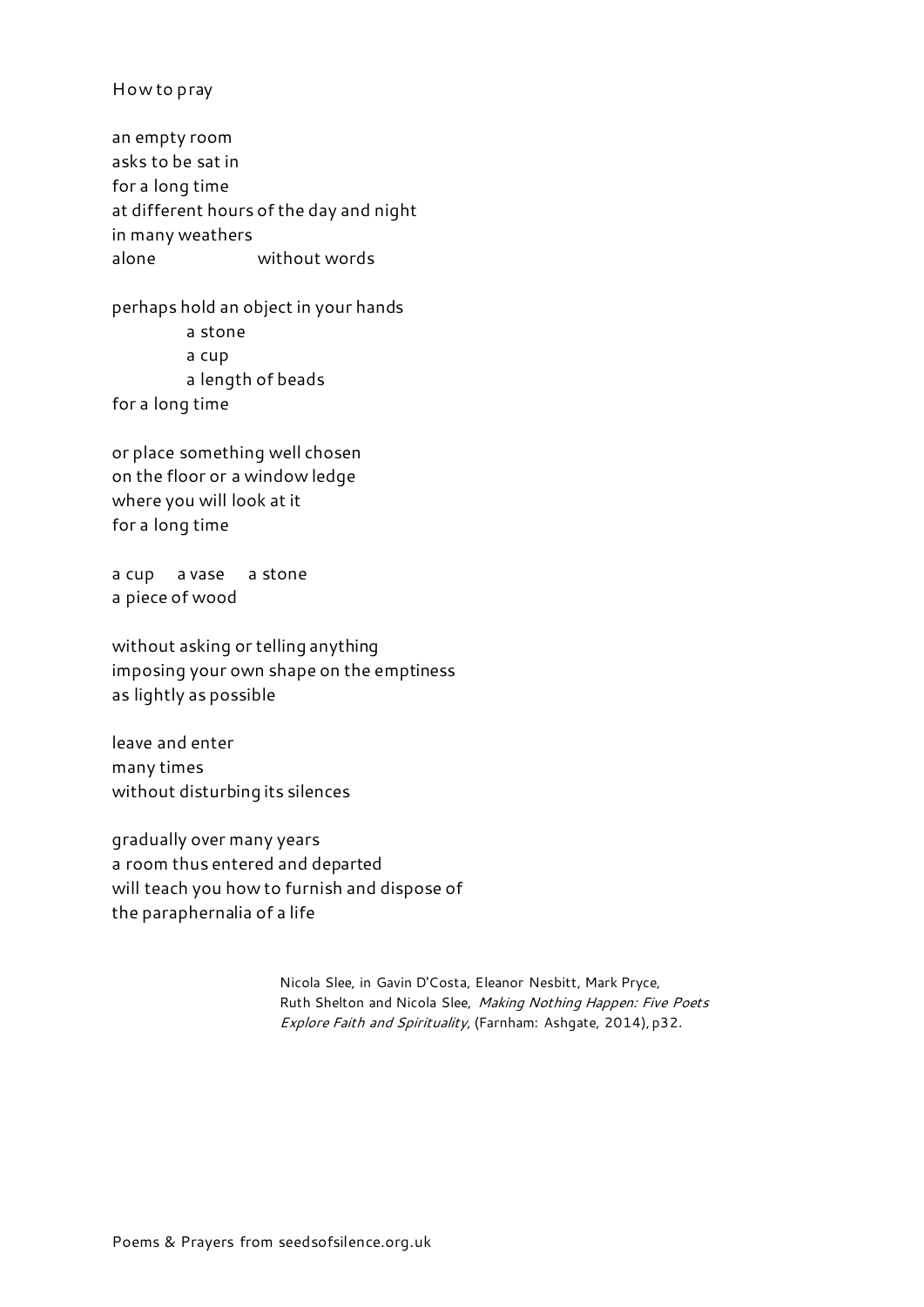# How to pray

an empty room  
asks to be sat in  
for a long time  
at different hours of the day and night  
in many weathers  
alone                    without words

perhaps hold an object in your hands  
            a stone  
            a cup  
            a length of beads  
for a long time

or place something well chosen  
on the floor or a window ledge  
where you will look at it  
for a long time

a cup      a vase      a stone  
a piece of wood

without asking or telling anything  
imposing your own shape on the emptiness  
as lightly as possible

leave and enter  
many times  
without disturbing its silences

gradually over many years  
a room thus entered and departed  
will teach you how to furnish and dispose of  
the paraphernalia of a life

Nicola Slee, in Gavin D'Costa, Eleanor Nesbitt, Mark Pryce, Ruth Shelton and Nicola Slee, *Making Nothing Happen: Five Poets Explore Faith and Spirituality*, (Farnham: Ashgate, 2014), p32.

Poems & Prayers from seedsofsilence.org.uk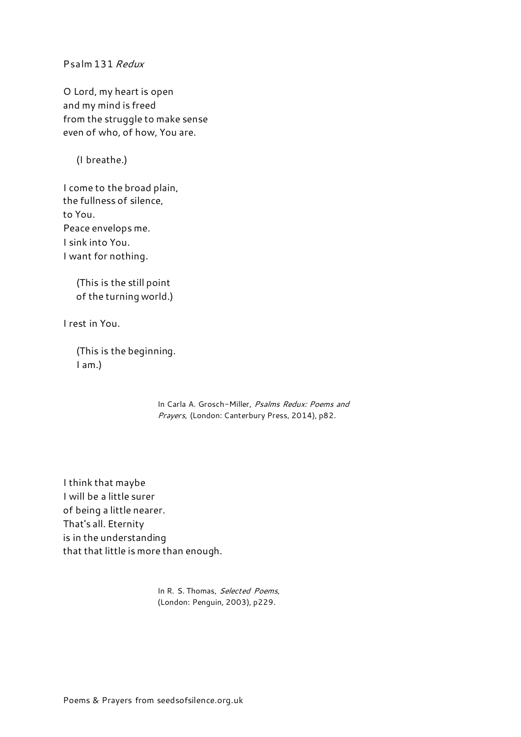Psalm 131 *Redux*

O Lord, my heart is open  
and my mind is freed  
from the struggle to make sense  
even of who, of how, You are.

(I breathe.)

I come to the broad plain,  
the fullness of silence,  
to You.  
Peace envelops me.  
I sink into You.  
I want for nothing.

(This is the still point  
of the turning world.)

I rest in You.

(This is the beginning.  
I am.)

In Carla A. Grosch-Miller, *Psalms Redux: Poems and Prayers*, (London: Canterbury Press, 2014), p82.

I think that maybe  
I will be a little surer  
of being a little nearer.  
That's all. Eternity  
is in the understanding  
that that little is more than enough.

In R. S. Thomas, *Selected Poems*, (London: Penguin, 2003), p229.

Poems & Prayers from seedsofsilence.org.uk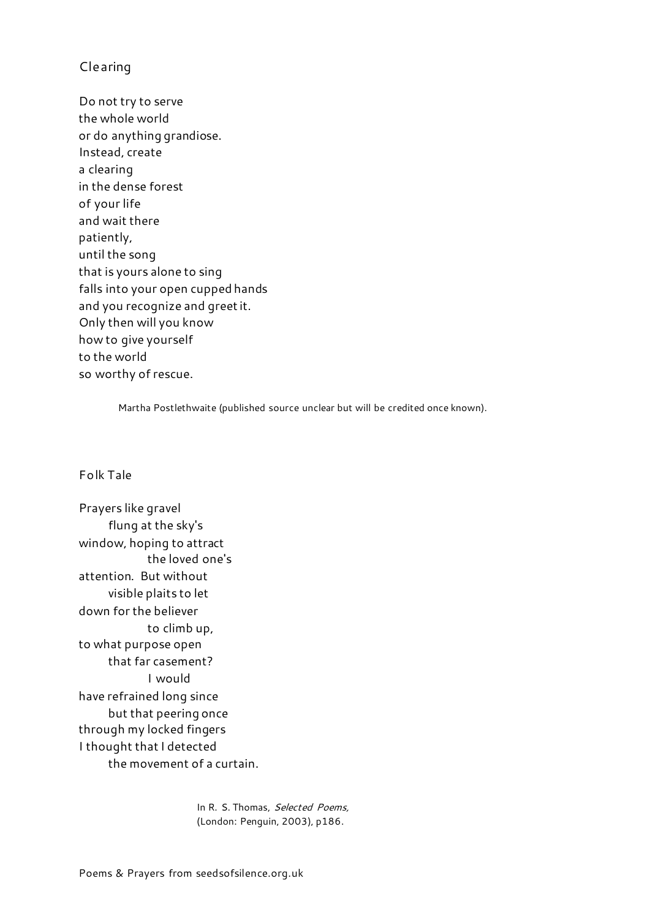## Clearing

Do not try to serve  
the whole world  
or do anything grandiose.  
Instead, create  
a clearing  
in the dense forest  
of your life  
and wait there  
patiently,  
until the song  
that is yours alone to sing  
falls into your open cupped hands  
and you recognize and greet it.  
Only then will you know  
how to give yourself  
to the world  
so worthy of rescue.

Martha Postlethwaite (published source unclear but will be credited once known).

## Folk Tale

Prayers like gravel  
&nbsp;&nbsp;&nbsp;&nbsp;&nbsp;&nbsp;&nbsp;&nbsp;flung at the sky's  
window, hoping to attract  
&nbsp;&nbsp;&nbsp;&nbsp;&nbsp;&nbsp;&nbsp;&nbsp;&nbsp;&nbsp;&nbsp;&nbsp;&nbsp;&nbsp;&nbsp;&nbsp;the loved one's  
attention. But without  
&nbsp;&nbsp;&nbsp;&nbsp;&nbsp;&nbsp;&nbsp;&nbsp;visible plaits to let  
down for the believer  
&nbsp;&nbsp;&nbsp;&nbsp;&nbsp;&nbsp;&nbsp;&nbsp;&nbsp;&nbsp;&nbsp;&nbsp;&nbsp;&nbsp;&nbsp;&nbsp;to climb up,  
to what purpose open  
&nbsp;&nbsp;&nbsp;&nbsp;&nbsp;&nbsp;&nbsp;&nbsp;that far casement?  
&nbsp;&nbsp;&nbsp;&nbsp;&nbsp;&nbsp;&nbsp;&nbsp;&nbsp;&nbsp;&nbsp;&nbsp;&nbsp;&nbsp;&nbsp;&nbsp;I would  
have refrained long since  
&nbsp;&nbsp;&nbsp;&nbsp;&nbsp;&nbsp;&nbsp;&nbsp;but that peering once  
through my locked fingers  
I thought that I detected  
&nbsp;&nbsp;&nbsp;&nbsp;&nbsp;&nbsp;&nbsp;&nbsp;the movement of a curtain.

In R. S. Thomas, *Selected Poems,* (London: Penguin, 2003), p186.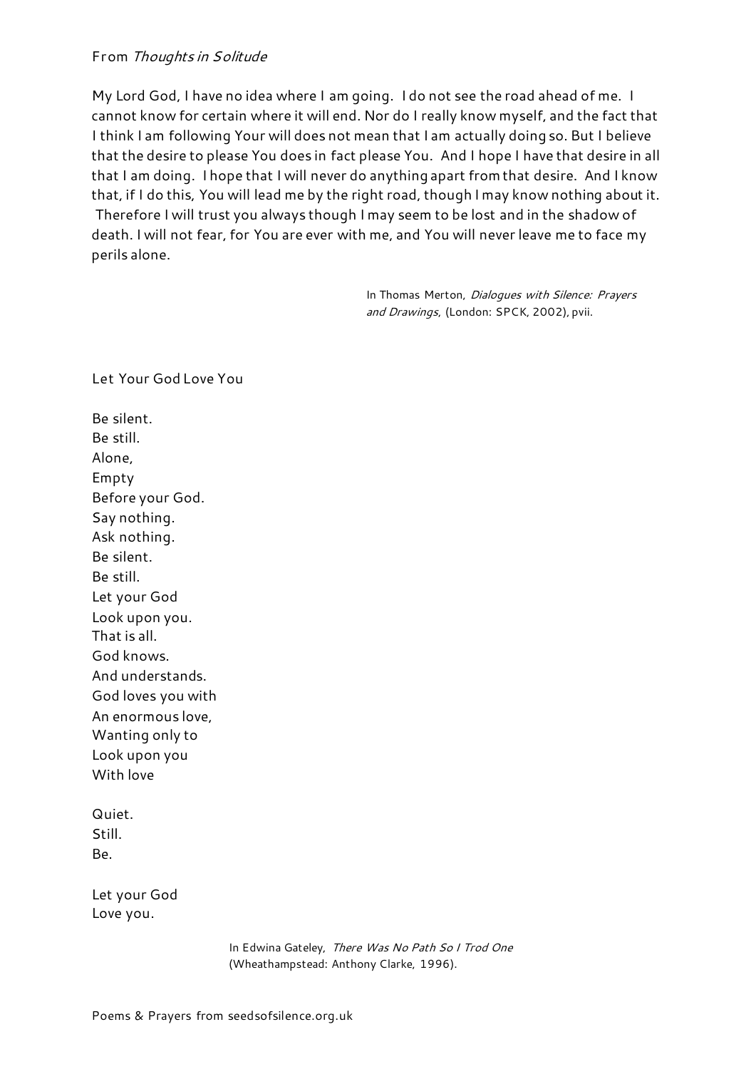From *Thoughts in Solitude*

My Lord God, I have no idea where I am going. I do not see the road ahead of me. I cannot know for certain where it will end. Nor do I really know myself, and the fact that I think I am following Your will does not mean that I am actually doing so. But I believe that the desire to please You does in fact please You. And I hope I have that desire in all that I am doing. I hope that I will never do anything apart from that desire. And I know that, if I do this, You will lead me by the right road, though I may know nothing about it. Therefore I will trust you always though I may seem to be lost and in the shadow of death. I will not fear, for You are ever with me, and You will never leave me to face my perils alone.

In Thomas Merton, *Dialogues with Silence: Prayers and Drawings*, (London: SPCK, 2002), pvii.

Let Your God Love You

Be silent.
Be still.
Alone,
Empty
Before your God.
Say nothing.
Ask nothing.
Be silent.
Be still.
Let your God
Look upon you.
That is all.
God knows.
And understands.
God loves you with
An enormous love,
Wanting only to
Look upon you
With love

Quiet.
Still.
Be.

Let your God
Love you.

In Edwina Gateley, *There Was No Path So I Trod One* (Wheathampstead: Anthony Clarke, 1996).